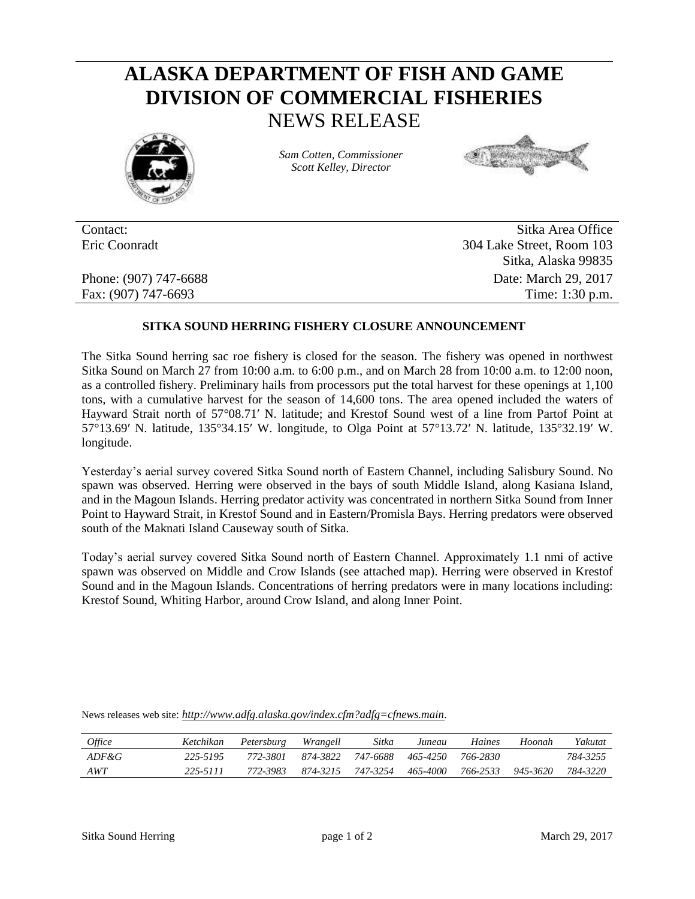# ALASKA DEPARTMENT OF FISH AND GAME
# DIVISION OF COMMERCIAL FISHERIES
## NEWS RELEASE

*Sam Cotten, Commissioner*
*Scott Kelley, Director*

| | |
|---|---|
| Contact: | Sitka Area Office |
| Eric Coonradt | 304 Lake Street, Room 103 |
| | Sitka, Alaska 99835 |
| Phone: (907) 747-6688 | Date: March 29, 2017 |
| Fax: (907) 747-6693 | Time: 1:30 p.m. |

**SITKA SOUND HERRING FISHERY CLOSURE ANNOUNCEMENT**

The Sitka Sound herring sac roe fishery is closed for the season. The fishery was opened in northwest Sitka Sound on March 27 from 10:00 a.m. to 6:00 p.m., and on March 28 from 10:00 a.m. to 12:00 noon, as a controlled fishery. Preliminary hails from processors put the total harvest for these openings at 1,100 tons, with a cumulative harvest for the season of 14,600 tons. The area opened included the waters of Hayward Strait north of 57°08.71′ N. latitude; and Krestof Sound west of a line from Partof Point at 57°13.69′ N. latitude, 135°34.15′ W. longitude, to Olga Point at 57°13.72′ N. latitude, 135°32.19′ W. longitude.

Yesterday's aerial survey covered Sitka Sound north of Eastern Channel, including Salisbury Sound. No spawn was observed. Herring were observed in the bays of south Middle Island, along Kasiana Island, and in the Magoun Islands. Herring predator activity was concentrated in northern Sitka Sound from Inner Point to Hayward Strait, in Krestof Sound and in Eastern/Promisla Bays. Herring predators were observed south of the Maknati Island Causeway south of Sitka.

Today's aerial survey covered Sitka Sound north of Eastern Channel. Approximately 1.1 nmi of active spawn was observed on Middle and Crow Islands (see attached map). Herring were observed in Krestof Sound and in the Magoun Islands. Concentrations of herring predators were in many locations including: Krestof Sound, Whiting Harbor, around Crow Island, and along Inner Point.

News releases web site: *http://www.adfg.alaska.gov/index.cfm?adfg=cfnews.main*.

| *Office* | *Ketchikan* | *Petersburg* | *Wrangell* | *Sitka* | *Juneau* | *Haines* | *Hoonah* | *Yakutat* |
|---|---|---|---|---|---|---|---|---|
| *ADF&G* | *225-5195* | *772-3801* | *874-3822* | *747-6688* | *465-4250* | *766-2830* | | *784-3255* |
| *AWT* | *225-5111* | *772-3983* | *874-3215* | *747-3254* | *465-4000* | *766-2533* | *945-3620* | *784-3220* |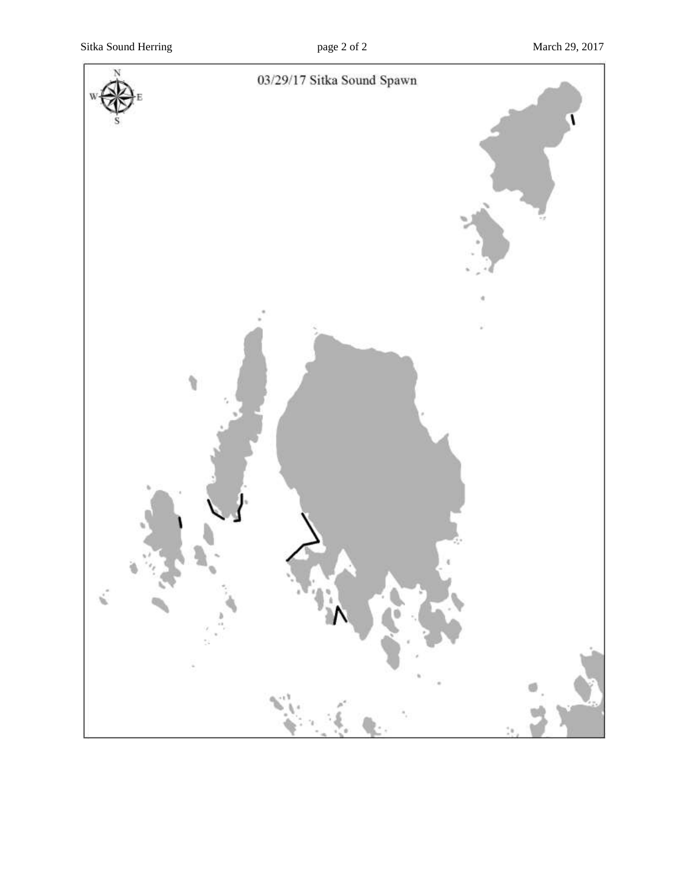03/29/17 Sitka Sound Spawn

N

W

E

S